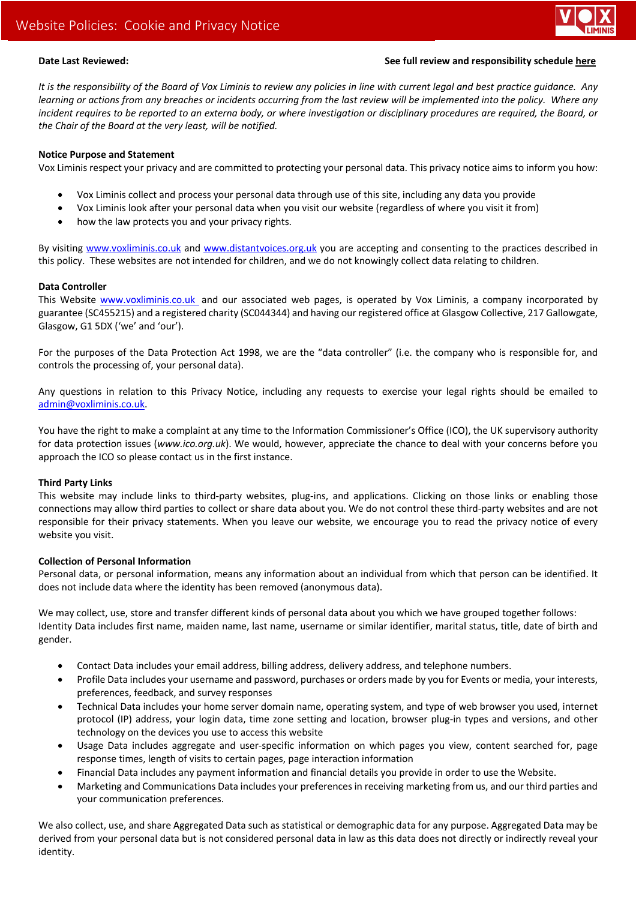# Website Policies: Cookie and Privacy Notice

**Date Last Reviewed:** **See full review and responsibility schedule here**

*It is the responsibility of the Board of Vox Liminis to review any policies in line with current legal and best practice guidance. Any learning or actions from any breaches or incidents occurring from the last review will be implemented into the policy. Where any incident requires to be reported to an externa body, or where investigation or disciplinary procedures are required, the Board, or the Chair of the Board at the very least, will be notified.*

**Notice Purpose and Statement**

Vox Liminis respect your privacy and are committed to protecting your personal data. This privacy notice aims to inform you how:

- Vox Liminis collect and process your personal data through use of this site, including any data you provide
- Vox Liminis look after your personal data when you visit our website (regardless of where you visit it from)
- how the law protects you and your privacy rights.

By visiting www.voxliminis.co.uk and www.distantvoices.org.uk you are accepting and consenting to the practices described in this policy. These websites are not intended for children, and we do not knowingly collect data relating to children.

**Data Controller**

This Website www.voxliminis.co.uk and our associated web pages, is operated by Vox Liminis, a company incorporated by guarantee (SC455215) and a registered charity (SC044344) and having our registered office at Glasgow Collective, 217 Gallowgate, Glasgow, G1 5DX ('we' and 'our').

For the purposes of the Data Protection Act 1998, we are the "data controller" (i.e. the company who is responsible for, and controls the processing of, your personal data).

Any questions in relation to this Privacy Notice, including any requests to exercise your legal rights should be emailed to admin@voxliminis.co.uk.

You have the right to make a complaint at any time to the Information Commissioner's Office (ICO), the UK supervisory authority for data protection issues (*www.ico.org.uk*). We would, however, appreciate the chance to deal with your concerns before you approach the ICO so please contact us in the first instance.

**Third Party Links**

This website may include links to third-party websites, plug-ins, and applications. Clicking on those links or enabling those connections may allow third parties to collect or share data about you. We do not control these third-party websites and are not responsible for their privacy statements. When you leave our website, we encourage you to read the privacy notice of every website you visit.

**Collection of Personal Information**

Personal data, or personal information, means any information about an individual from which that person can be identified. It does not include data where the identity has been removed (anonymous data).

We may collect, use, store and transfer different kinds of personal data about you which we have grouped together follows:
Identity Data includes first name, maiden name, last name, username or similar identifier, marital status, title, date of birth and gender.

- Contact Data includes your email address, billing address, delivery address, and telephone numbers.
- Profile Data includes your username and password, purchases or orders made by you for Events or media, your interests, preferences, feedback, and survey responses
- Technical Data includes your home server domain name, operating system, and type of web browser you used, internet protocol (IP) address, your login data, time zone setting and location, browser plug-in types and versions, and other technology on the devices you use to access this website
- Usage Data includes aggregate and user-specific information on which pages you view, content searched for, page response times, length of visits to certain pages, page interaction information
- Financial Data includes any payment information and financial details you provide in order to use the Website.
- Marketing and Communications Data includes your preferences in receiving marketing from us, and our third parties and your communication preferences.

We also collect, use, and share Aggregated Data such as statistical or demographic data for any purpose. Aggregated Data may be derived from your personal data but is not considered personal data in law as this data does not directly or indirectly reveal your identity.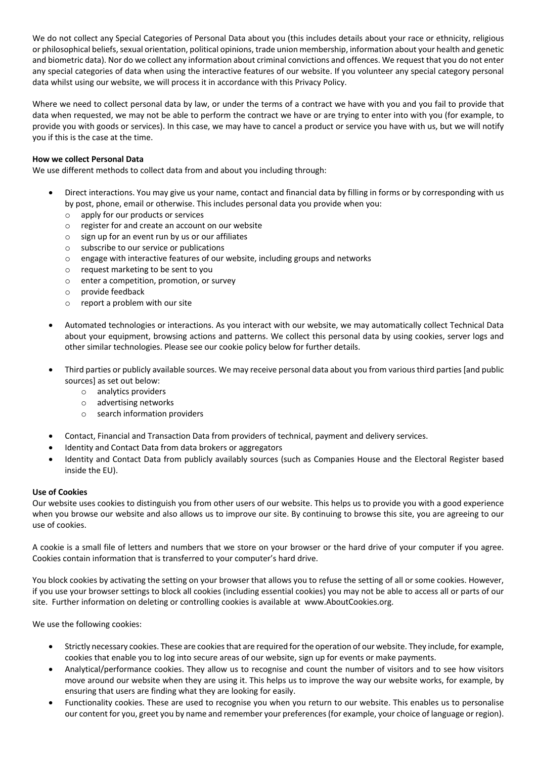We do not collect any Special Categories of Personal Data about you (this includes details about your race or ethnicity, religious or philosophical beliefs, sexual orientation, political opinions, trade union membership, information about your health and genetic and biometric data). Nor do we collect any information about criminal convictions and offences. We request that you do not enter any special categories of data when using the interactive features of our website. If you volunteer any special category personal data whilst using our website, we will process it in accordance with this Privacy Policy.

Where we need to collect personal data by law, or under the terms of a contract we have with you and you fail to provide that data when requested, we may not be able to perform the contract we have or are trying to enter into with you (for example, to provide you with goods or services). In this case, we may have to cancel a product or service you have with us, but we will notify you if this is the case at the time.

**How we collect Personal Data**

We use different methods to collect data from and about you including through:

- Direct interactions. You may give us your name, contact and financial data by filling in forms or by corresponding with us by post, phone, email or otherwise. This includes personal data you provide when you:
  - apply for our products or services
  - register for and create an account on our website
  - sign up for an event run by us or our affiliates
  - subscribe to our service or publications
  - engage with interactive features of our website, including groups and networks
  - request marketing to be sent to you
  - enter a competition, promotion, or survey
  - provide feedback
  - report a problem with our site

- Automated technologies or interactions. As you interact with our website, we may automatically collect Technical Data about your equipment, browsing actions and patterns. We collect this personal data by using cookies, server logs and other similar technologies. Please see our cookie policy below for further details.

- Third parties or publicly available sources. We may receive personal data about you from various third parties [and public sources] as set out below:
  - analytics providers
  - advertising networks
  - search information providers

- Contact, Financial and Transaction Data from providers of technical, payment and delivery services.
- Identity and Contact Data from data brokers or aggregators
- Identity and Contact Data from publicly availably sources (such as Companies House and the Electoral Register based inside the EU).

**Use of Cookies**

Our website uses cookies to distinguish you from other users of our website. This helps us to provide you with a good experience when you browse our website and also allows us to improve our site. By continuing to browse this site, you are agreeing to our use of cookies.

A cookie is a small file of letters and numbers that we store on your browser or the hard drive of your computer if you agree. Cookies contain information that is transferred to your computer's hard drive.

You block cookies by activating the setting on your browser that allows you to refuse the setting of all or some cookies. However, if you use your browser settings to block all cookies (including essential cookies) you may not be able to access all or parts of our site. Further information on deleting or controlling cookies is available at www.AboutCookies.org.

We use the following cookies:

- Strictly necessary cookies. These are cookies that are required for the operation of our website. They include, for example, cookies that enable you to log into secure areas of our website, sign up for events or make payments.
- Analytical/performance cookies. They allow us to recognise and count the number of visitors and to see how visitors move around our website when they are using it. This helps us to improve the way our website works, for example, by ensuring that users are finding what they are looking for easily.
- Functionality cookies. These are used to recognise you when you return to our website. This enables us to personalise our content for you, greet you by name and remember your preferences (for example, your choice of language or region).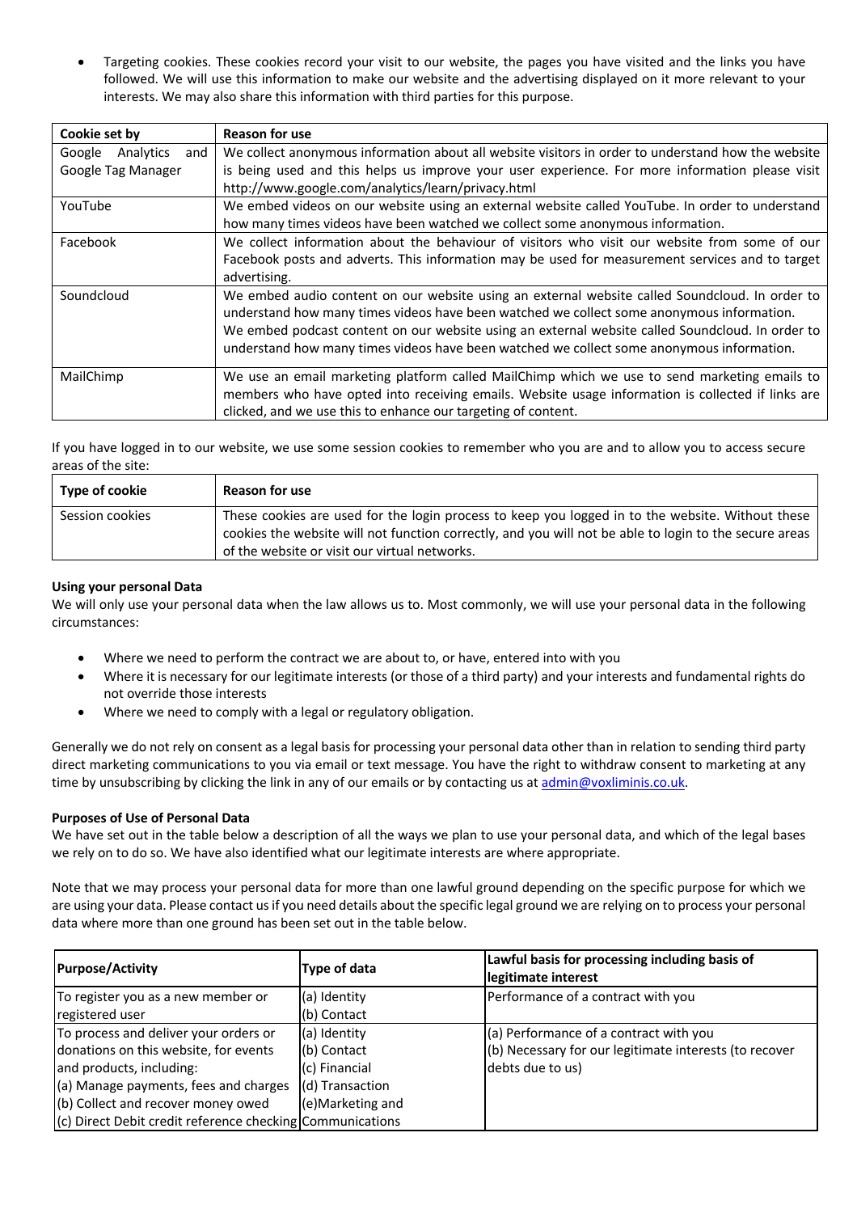- Targeting cookies. These cookies record your visit to our website, the pages you have visited and the links you have followed. We will use this information to make our website and the advertising displayed on it more relevant to your interests. We may also share this information with third parties for this purpose.

| Cookie set by | Reason for use |
|---|---|
| Google Analytics and Google Tag Manager | We collect anonymous information about all website visitors in order to understand how the website is being used and this helps us improve your user experience. For more information please visit http://www.google.com/analytics/learn/privacy.html |
| YouTube | We embed videos on our website using an external website called YouTube. In order to understand how many times videos have been watched we collect some anonymous information. |
| Facebook | We collect information about the behaviour of visitors who visit our website from some of our Facebook posts and adverts. This information may be used for measurement services and to target advertising. |
| Soundcloud | We embed audio content on our website using an external website called Soundcloud. In order to understand how many times videos have been watched we collect some anonymous information. We embed podcast content on our website using an external website called Soundcloud. In order to understand how many times videos have been watched we collect some anonymous information. |
| MailChimp | We use an email marketing platform called MailChimp which we use to send marketing emails to members who have opted into receiving emails. Website usage information is collected if links are clicked, and we use this to enhance our targeting of content. |

If you have logged in to our website, we use some session cookies to remember who you are and to allow you to access secure areas of the site:

| Type of cookie | Reason for use |
|---|---|
| Session cookies | These cookies are used for the login process to keep you logged in to the website. Without these cookies the website will not function correctly, and you will not be able to login to the secure areas of the website or visit our virtual networks. |

**Using your personal Data**

We will only use your personal data when the law allows us to. Most commonly, we will use your personal data in the following circumstances:

- Where we need to perform the contract we are about to, or have, entered into with you
- Where it is necessary for our legitimate interests (or those of a third party) and your interests and fundamental rights do not override those interests
- Where we need to comply with a legal or regulatory obligation.

Generally we do not rely on consent as a legal basis for processing your personal data other than in relation to sending third party direct marketing communications to you via email or text message. You have the right to withdraw consent to marketing at any time by unsubscribing by clicking the link in any of our emails or by contacting us at admin@voxliminis.co.uk.

**Purposes of Use of Personal Data**

We have set out in the table below a description of all the ways we plan to use your personal data, and which of the legal bases we rely on to do so. We have also identified what our legitimate interests are where appropriate.

Note that we may process your personal data for more than one lawful ground depending on the specific purpose for which we are using your data. Please contact us if you need details about the specific legal ground we are relying on to process your personal data where more than one ground has been set out in the table below.

| Purpose/Activity | Type of data | Lawful basis for processing including basis of legitimate interest |
|---|---|---|
| To register you as a new member or registered user | (a) Identity<br>(b) Contact | Performance of a contract with you |
| To process and deliver your orders or donations on this website, for events and products, including:<br>(a) Manage payments, fees and charges<br>(b) Collect and recover money owed<br>(c) Direct Debit credit reference checking | (a) Identity<br>(b) Contact<br>(c) Financial<br>(d) Transaction<br>(e)Marketing and Communications | (a) Performance of a contract with you<br>(b) Necessary for our legitimate interests (to recover debts due to us) |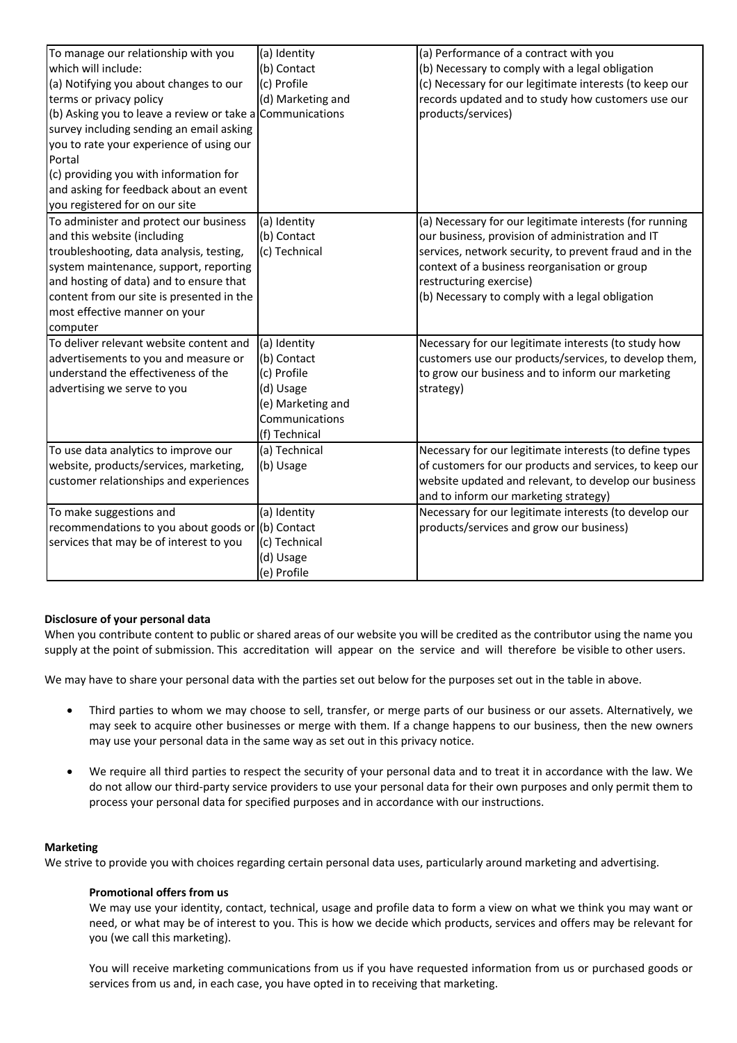| To manage our relationship with you which will include:<br>(a) Notifying you about changes to our terms or privacy policy<br>(b) Asking you to leave a review or take a survey including sending an email asking you to rate your experience of using our Portal<br>(c) providing you with information for and asking for feedback about an event you registered for on our site | (a) Identity<br>(b) Contact<br>(c) Profile<br>(d) Marketing and Communications | (a) Performance of a contract with you<br>(b) Necessary to comply with a legal obligation<br>(c) Necessary for our legitimate interests (to keep our records updated and to study how customers use our products/services) |
|---|---|---|
| To administer and protect our business and this website (including troubleshooting, data analysis, testing, system maintenance, support, reporting and hosting of data) and to ensure that content from our site is presented in the most effective manner on your computer | (a) Identity<br>(b) Contact<br>(c) Technical | (a) Necessary for our legitimate interests (for running our business, provision of administration and IT services, network security, to prevent fraud and in the context of a business reorganisation or group restructuring exercise)<br>(b) Necessary to comply with a legal obligation |
| To deliver relevant website content and advertisements to you and measure or understand the effectiveness of the advertising we serve to you | (a) Identity<br>(b) Contact<br>(c) Profile<br>(d) Usage<br>(e) Marketing and Communications<br>(f) Technical | Necessary for our legitimate interests (to study how customers use our products/services, to develop them, to grow our business and to inform our marketing strategy) |
| To use data analytics to improve our website, products/services, marketing, customer relationships and experiences | (a) Technical<br>(b) Usage | Necessary for our legitimate interests (to define types of customers for our products and services, to keep our website updated and relevant, to develop our business and to inform our marketing strategy) |
| To make suggestions and recommendations to you about goods or services that may be of interest to you | (a) Identity<br>(b) Contact<br>(c) Technical<br>(d) Usage<br>(e) Profile | Necessary for our legitimate interests (to develop our products/services and grow our business) |

**Disclosure of your personal data**

When you contribute content to public or shared areas of our website you will be credited as the contributor using the name you supply at the point of submission. This accreditation will appear on the service and will therefore be visible to other users.

We may have to share your personal data with the parties set out below for the purposes set out in the table in above.

- Third parties to whom we may choose to sell, transfer, or merge parts of our business or our assets. Alternatively, we may seek to acquire other businesses or merge with them. If a change happens to our business, then the new owners may use your personal data in the same way as set out in this privacy notice.

- We require all third parties to respect the security of your personal data and to treat it in accordance with the law. We do not allow our third-party service providers to use your personal data for their own purposes and only permit them to process your personal data for specified purposes and in accordance with our instructions.

**Marketing**

We strive to provide you with choices regarding certain personal data uses, particularly around marketing and advertising.

**Promotional offers from us**

We may use your identity, contact, technical, usage and profile data to form a view on what we think you may want or need, or what may be of interest to you. This is how we decide which products, services and offers may be relevant for you (we call this marketing).

You will receive marketing communications from us if you have requested information from us or purchased goods or services from us and, in each case, you have opted in to receiving that marketing.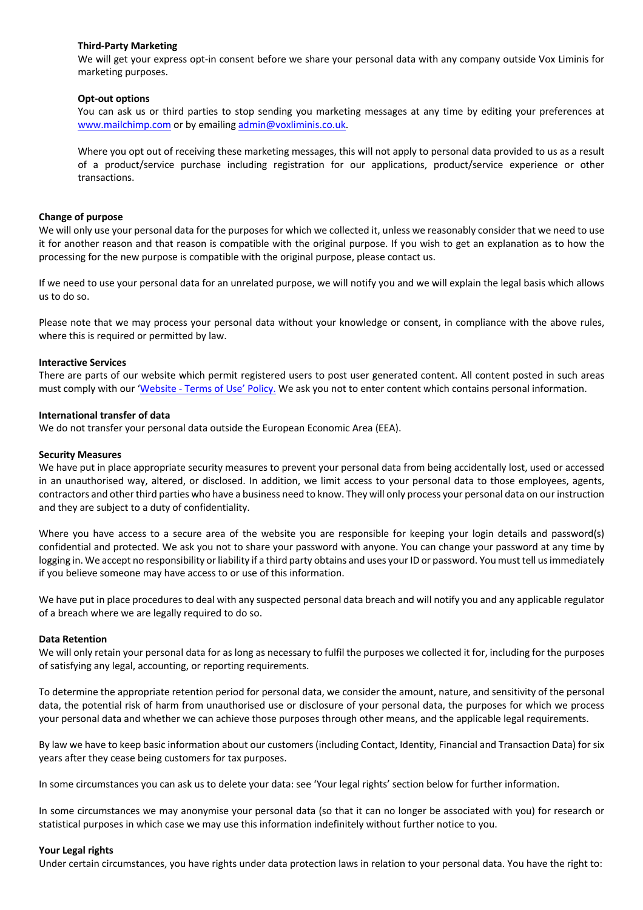**Third-Party Marketing**

We will get your express opt-in consent before we share your personal data with any company outside Vox Liminis for marketing purposes.

**Opt-out options**

You can ask us or third parties to stop sending you marketing messages at any time by editing your preferences at [www.mailchimp.com](http://www.mailchimp.com) or by emailing [admin@voxliminis.co.uk](mailto:admin@voxliminis.co.uk).

Where you opt out of receiving these marketing messages, this will not apply to personal data provided to us as a result of a product/service purchase including registration for our applications, product/service experience or other transactions.

**Change of purpose**

We will only use your personal data for the purposes for which we collected it, unless we reasonably consider that we need to use it for another reason and that reason is compatible with the original purpose. If you wish to get an explanation as to how the processing for the new purpose is compatible with the original purpose, please contact us.

If we need to use your personal data for an unrelated purpose, we will notify you and we will explain the legal basis which allows us to do so.

Please note that we may process your personal data without your knowledge or consent, in compliance with the above rules, where this is required or permitted by law.

**Interactive Services**

There are parts of our website which permit registered users to post user generated content. All content posted in such areas must comply with our '[Website - Terms of Use' Policy.](#) We ask you not to enter content which contains personal information.

**International transfer of data**

We do not transfer your personal data outside the European Economic Area (EEA).

**Security Measures**

We have put in place appropriate security measures to prevent your personal data from being accidentally lost, used or accessed in an unauthorised way, altered, or disclosed. In addition, we limit access to your personal data to those employees, agents, contractors and other third parties who have a business need to know. They will only process your personal data on our instruction and they are subject to a duty of confidentiality.

Where you have access to a secure area of the website you are responsible for keeping your login details and password(s) confidential and protected. We ask you not to share your password with anyone. You can change your password at any time by logging in. We accept no responsibility or liability if a third party obtains and uses your ID or password. You must tell us immediately if you believe someone may have access to or use of this information.

We have put in place procedures to deal with any suspected personal data breach and will notify you and any applicable regulator of a breach where we are legally required to do so.

**Data Retention**

We will only retain your personal data for as long as necessary to fulfil the purposes we collected it for, including for the purposes of satisfying any legal, accounting, or reporting requirements.

To determine the appropriate retention period for personal data, we consider the amount, nature, and sensitivity of the personal data, the potential risk of harm from unauthorised use or disclosure of your personal data, the purposes for which we process your personal data and whether we can achieve those purposes through other means, and the applicable legal requirements.

By law we have to keep basic information about our customers (including Contact, Identity, Financial and Transaction Data) for six years after they cease being customers for tax purposes.

In some circumstances you can ask us to delete your data: see 'Your legal rights' section below for further information.

In some circumstances we may anonymise your personal data (so that it can no longer be associated with you) for research or statistical purposes in which case we may use this information indefinitely without further notice to you.

**Your Legal rights**

Under certain circumstances, you have rights under data protection laws in relation to your personal data. You have the right to: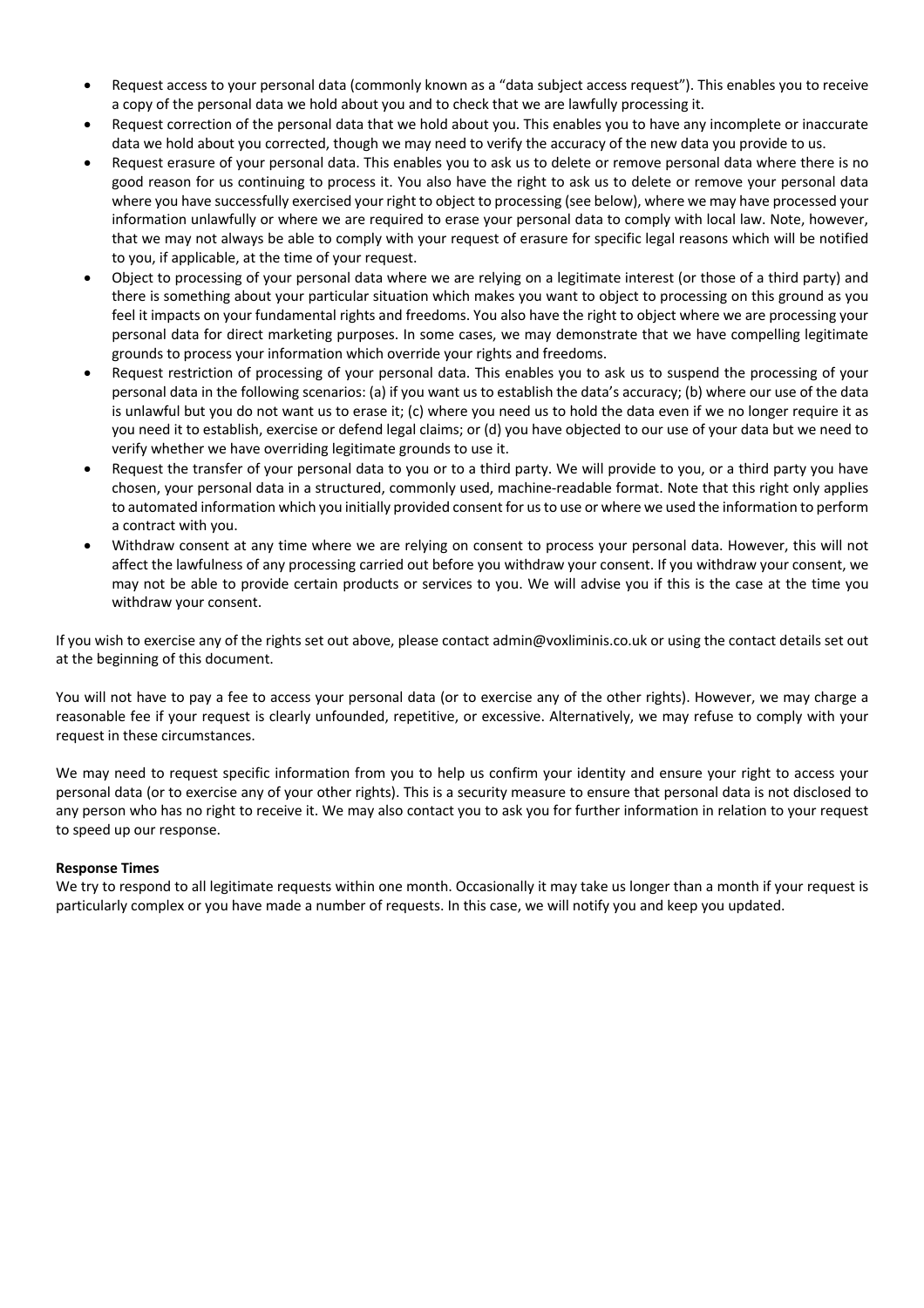- Request access to your personal data (commonly known as a "data subject access request"). This enables you to receive a copy of the personal data we hold about you and to check that we are lawfully processing it.
- Request correction of the personal data that we hold about you. This enables you to have any incomplete or inaccurate data we hold about you corrected, though we may need to verify the accuracy of the new data you provide to us.
- Request erasure of your personal data. This enables you to ask us to delete or remove personal data where there is no good reason for us continuing to process it. You also have the right to ask us to delete or remove your personal data where you have successfully exercised your right to object to processing (see below), where we may have processed your information unlawfully or where we are required to erase your personal data to comply with local law. Note, however, that we may not always be able to comply with your request of erasure for specific legal reasons which will be notified to you, if applicable, at the time of your request.
- Object to processing of your personal data where we are relying on a legitimate interest (or those of a third party) and there is something about your particular situation which makes you want to object to processing on this ground as you feel it impacts on your fundamental rights and freedoms. You also have the right to object where we are processing your personal data for direct marketing purposes. In some cases, we may demonstrate that we have compelling legitimate grounds to process your information which override your rights and freedoms.
- Request restriction of processing of your personal data. This enables you to ask us to suspend the processing of your personal data in the following scenarios: (a) if you want us to establish the data's accuracy; (b) where our use of the data is unlawful but you do not want us to erase it; (c) where you need us to hold the data even if we no longer require it as you need it to establish, exercise or defend legal claims; or (d) you have objected to our use of your data but we need to verify whether we have overriding legitimate grounds to use it.
- Request the transfer of your personal data to you or to a third party. We will provide to you, or a third party you have chosen, your personal data in a structured, commonly used, machine-readable format. Note that this right only applies to automated information which you initially provided consent for us to use or where we used the information to perform a contract with you.
- Withdraw consent at any time where we are relying on consent to process your personal data. However, this will not affect the lawfulness of any processing carried out before you withdraw your consent. If you withdraw your consent, we may not be able to provide certain products or services to you. We will advise you if this is the case at the time you withdraw your consent.

If you wish to exercise any of the rights set out above, please contact admin@voxliminis.co.uk or using the contact details set out at the beginning of this document.

You will not have to pay a fee to access your personal data (or to exercise any of the other rights). However, we may charge a reasonable fee if your request is clearly unfounded, repetitive, or excessive. Alternatively, we may refuse to comply with your request in these circumstances.

We may need to request specific information from you to help us confirm your identity and ensure your right to access your personal data (or to exercise any of your other rights). This is a security measure to ensure that personal data is not disclosed to any person who has no right to receive it. We may also contact you to ask you for further information in relation to your request to speed up our response.

**Response Times**

We try to respond to all legitimate requests within one month. Occasionally it may take us longer than a month if your request is particularly complex or you have made a number of requests. In this case, we will notify you and keep you updated.